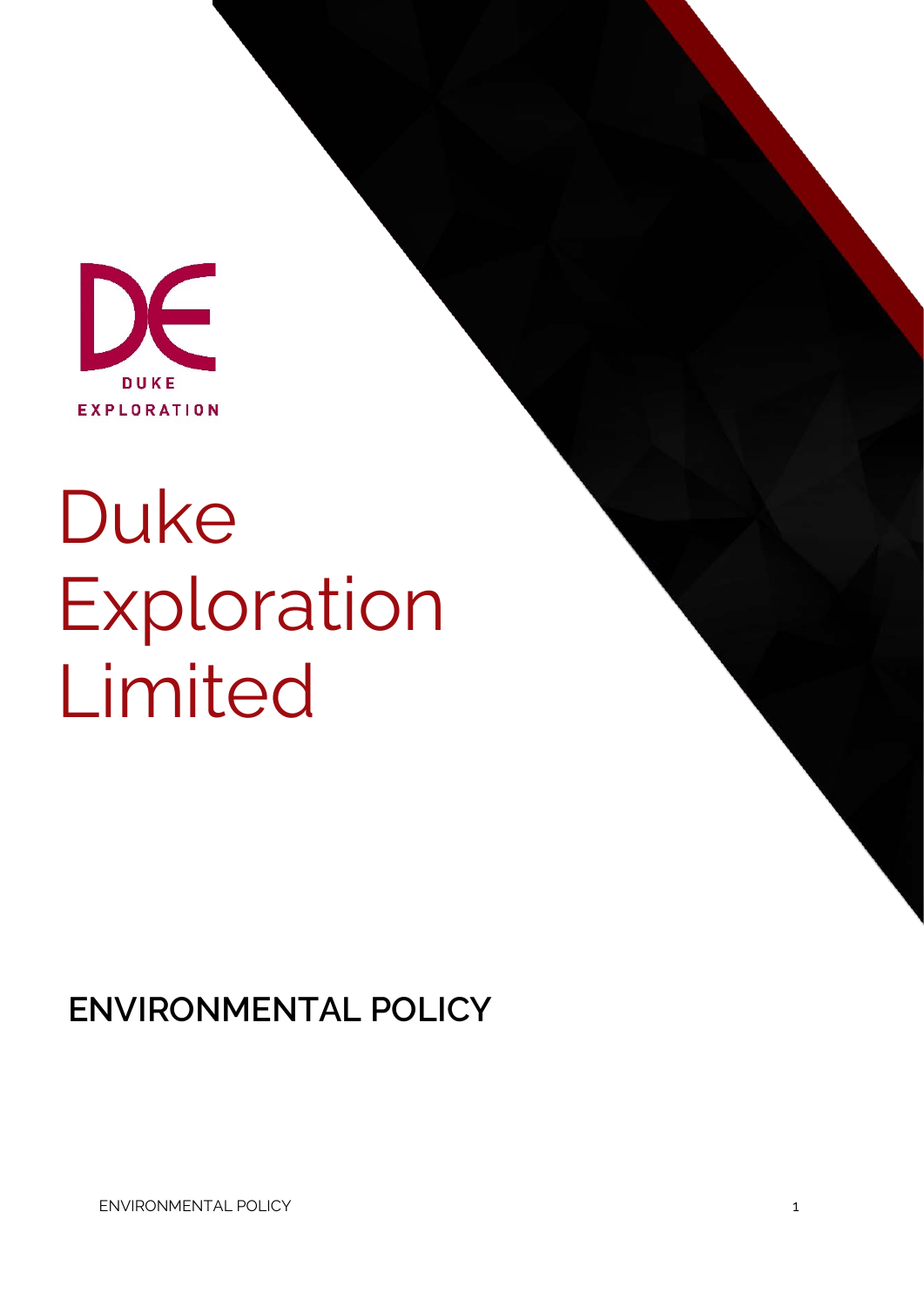DUKE EXPLORATION

# Duke Exploration Limited

## ENVIRONMENTAL POLICY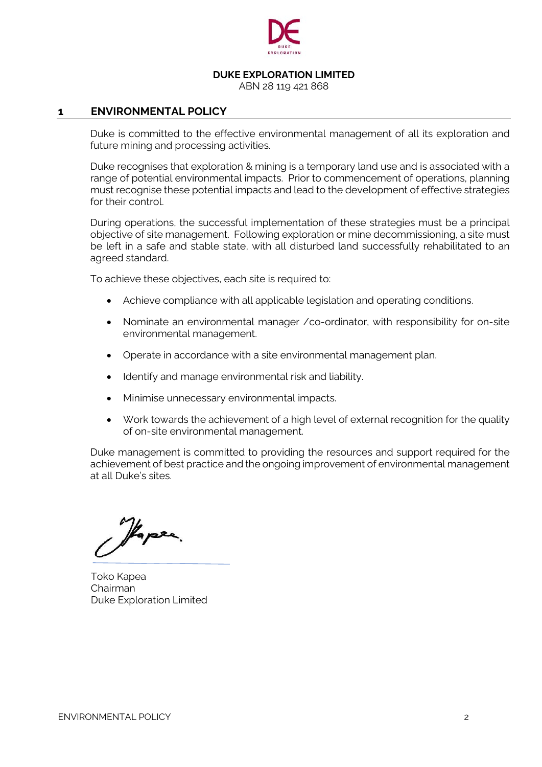**DUKE EXPLORATION LIMITED**

ABN 28 119 421 868

## 1 ENVIRONMENTAL POLICY

Duke is committed to the effective environmental management of all its exploration and future mining and processing activities.

Duke recognises that exploration & mining is a temporary land use and is associated with a range of potential environmental impacts. Prior to commencement of operations, planning must recognise these potential impacts and lead to the development of effective strategies for their control.

During operations, the successful implementation of these strategies must be a principal objective of site management. Following exploration or mine decommissioning, a site must be left in a safe and stable state, with all disturbed land successfully rehabilitated to an agreed standard.

To achieve these objectives, each site is required to:

- Achieve compliance with all applicable legislation and operating conditions.
- Nominate an environmental manager /co-ordinator, with responsibility for on-site environmental management.
- Operate in accordance with a site environmental management plan.
- Identify and manage environmental risk and liability.
- Minimise unnecessary environmental impacts.
- Work towards the achievement of a high level of external recognition for the quality of on-site environmental management.

Duke management is committed to providing the resources and support required for the achievement of best practice and the ongoing improvement of environmental management at all Duke's sites.

Toko Kapea
Chairman
Duke Exploration Limited